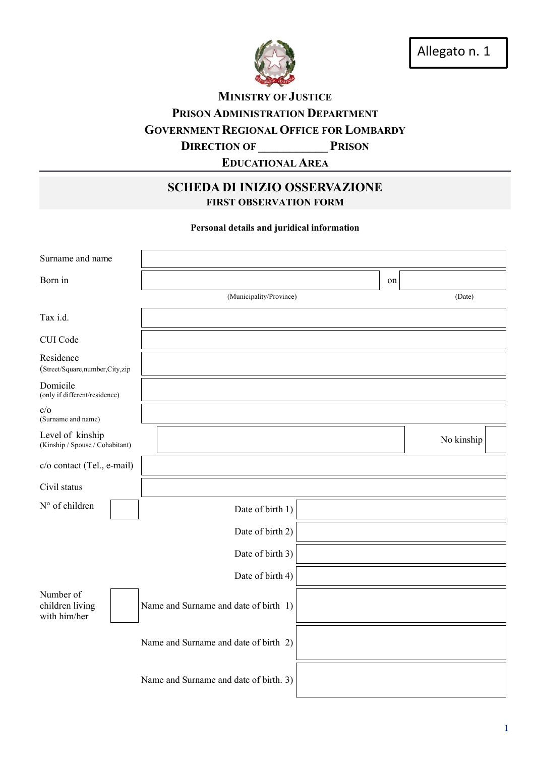Allegato n. 1

**MINISTRY OF JUSTICE**
**PRISON ADMINISTRATION DEPARTMENT**
**GOVERNMENT REGIONAL OFFICE FOR LOMBARDY**
**DIRECTION OF ___________ PRISON**
**EDUCATIONAL AREA**

# SCHEDA DI INIZIO OSSERVAZIONE

## FIRST OBSERVATION FORM

**Personal details and juridical information**

| | | | |
|---|---|---|---|
| Surname and name | | | |
| Born in | | on | |
| | (Municipality/Province) | | (Date) |
| Tax i.d. | | | |
| CUI Code | | | |
| Residence (Street/Square,number,City,zip | | | |
| Domicile (only if different/residence) | | | |
| c/o (Surname and name) | | | |
| Level of kinship (Kinship / Spouse / Cohabitant) | | No kinship | |
| c/o contact (Tel., e-mail) | | | |
| Civil status | | | |

| | | | |
|---|---|---|---|
| N° of children | | Date of birth 1) | |
| | | Date of birth 2) | |
| | | Date of birth 3) | |
| | | Date of birth 4) | |
| Number of children living with him/her | | Name and Surname and date of birth 1) | |
| | | Name and Surname and date of birth 2) | |
| | | Name and Surname and date of birth. 3) | |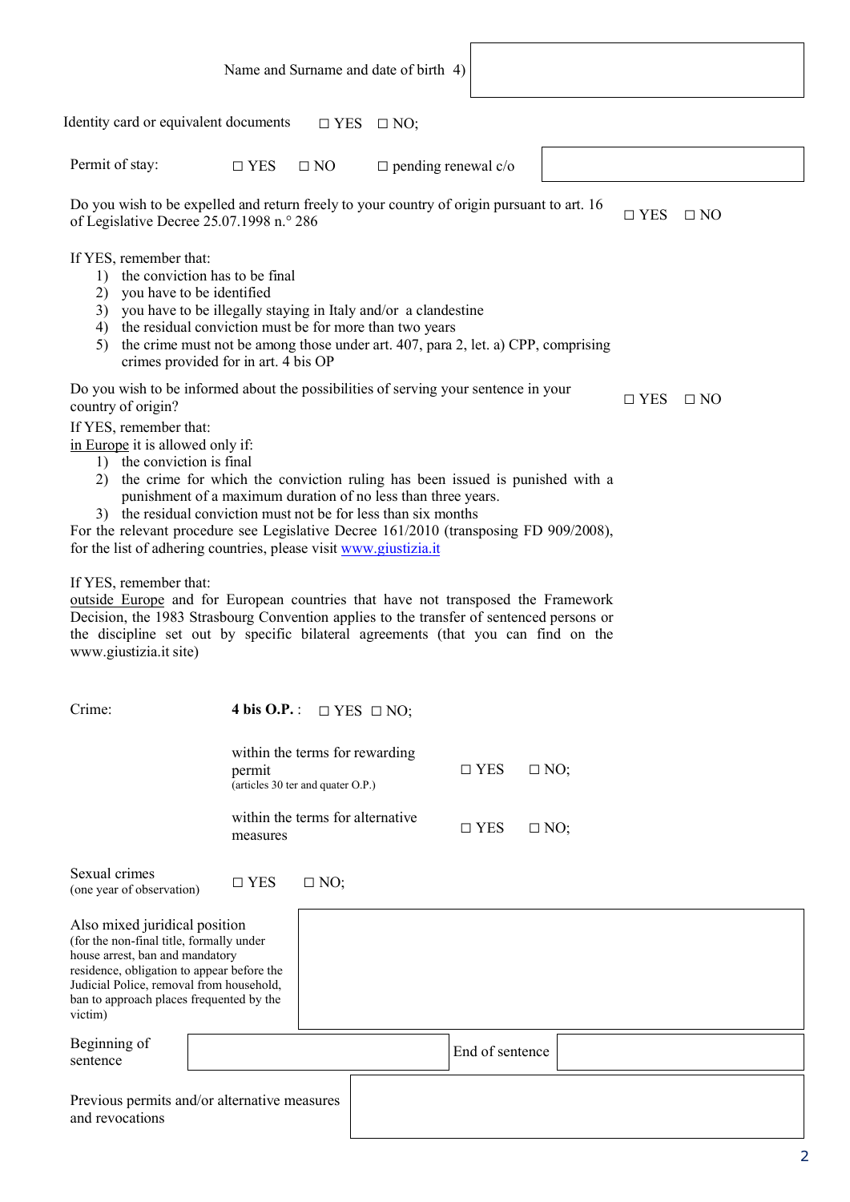| Name and Surname and date of birth 4) | |
|---|---|

Identity card or equivalent documents ☐ YES ☐ NO;

| Permit of stay: | ☐ YES | ☐ NO | ☐ pending renewal c/o | |
|---|---|---|---|---|

| Do you wish to be expelled and return freely to your country of origin pursuant to art. 16 of Legislative Decree 25.07.1998 n.° 286 | ☐ YES | ☐ NO |
|---|---|---|

If YES, remember that:

1) the conviction has to be final
2) you have to be identified
3) you have to be illegally staying in Italy and/or a clandestine
4) the residual conviction must be for more than two years
5) the crime must not be among those under art. 407, para 2, let. a) CPP, comprising crimes provided for in art. 4 bis OP

| Do you wish to be informed about the possibilities of serving your sentence in your country of origin? | ☐ YES | ☐ NO |
|---|---|---|

If YES, remember that:

in Europe it is allowed only if:

1) the conviction is final
2) the crime for which the conviction ruling has been issued is punished with a punishment of a maximum duration of no less than three years.
3) the residual conviction must not be for less than six months

For the relevant procedure see Legislative Decree 161/2010 (transposing FD 909/2008), for the list of adhering countries, please visit www.giustizia.it

If YES, remember that:

outside Europe and for European countries that have not transposed the Framework Decision, the 1983 Strasbourg Convention applies to the transfer of sentenced persons or the discipline set out by specific bilateral agreements (that you can find on the www.giustizia.it site)

| Crime: | **4 bis O.P.** : ☐ YES ☐ NO; | | |
|---|---|---|---|
| | within the terms for rewarding permit (articles 30 ter and quater O.P.) | ☐ YES | ☐ NO; |
| | within the terms for alternative measures | ☐ YES | ☐ NO; |

Sexual crimes (one year of observation) ☐ YES ☐ NO;

| Also mixed juridical position (for the non-final title, formally under house arrest, ban and mandatory residence, obligation to appear before the Judicial Police, removal from household, ban to approach places frequented by the victim) | |
|---|---|

| Beginning of sentence | | End of sentence | |
|---|---|---|---|

| Previous permits and/or alternative measures and revocations | |
|---|---|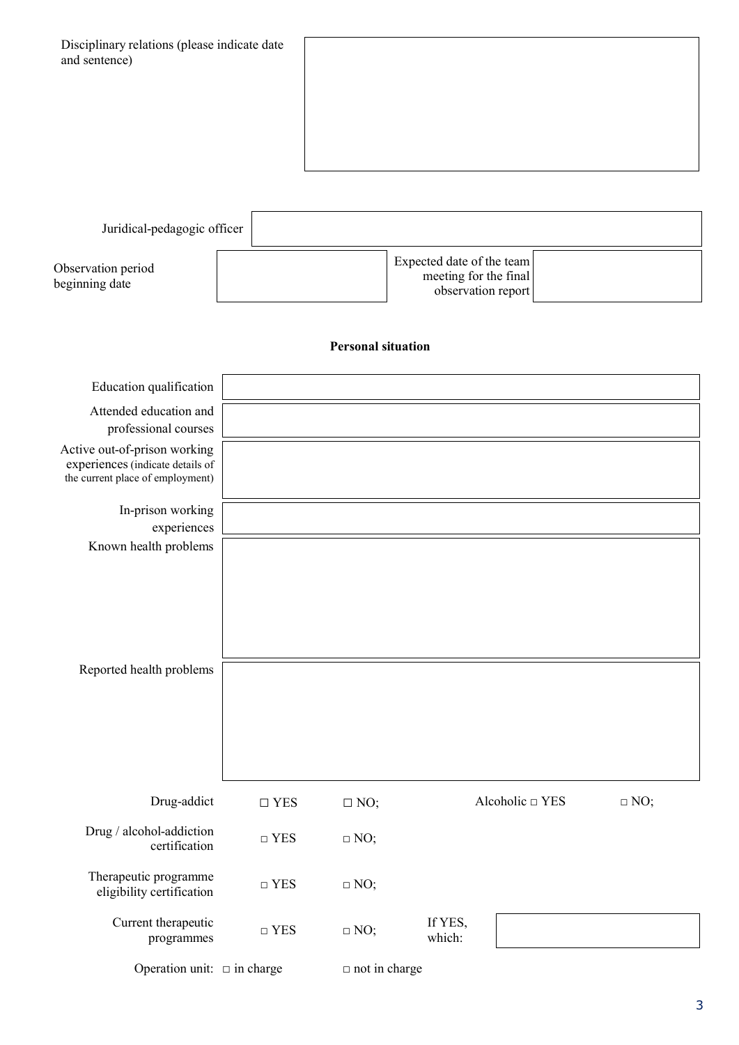| Disciplinary relations (please indicate date and sentence) | |
|---|---|

| Juridical-pedagogic officer | | | |
|---|---|---|---|
| Observation period beginning date | | Expected date of the team meeting for the final observation report | |

**Personal situation**

| | |
|---|---|
| Education qualification | |
| Attended education and professional courses | |
| Active out-of-prison working experiences (indicate details of the current place of employment) | |
| In-prison working experiences | |
| Known health problems | |
| Reported health problems | |

Drug-addict ☐ YES ☐ NO; Alcoholic □ YES □ NO;

Drug / alcohol-addiction certification □ YES □ NO;

Therapeutic programme eligibility certification □ YES □ NO;

Current therapeutic programmes □ YES □ NO; If YES, which:

Operation unit: □ in charge □ not in charge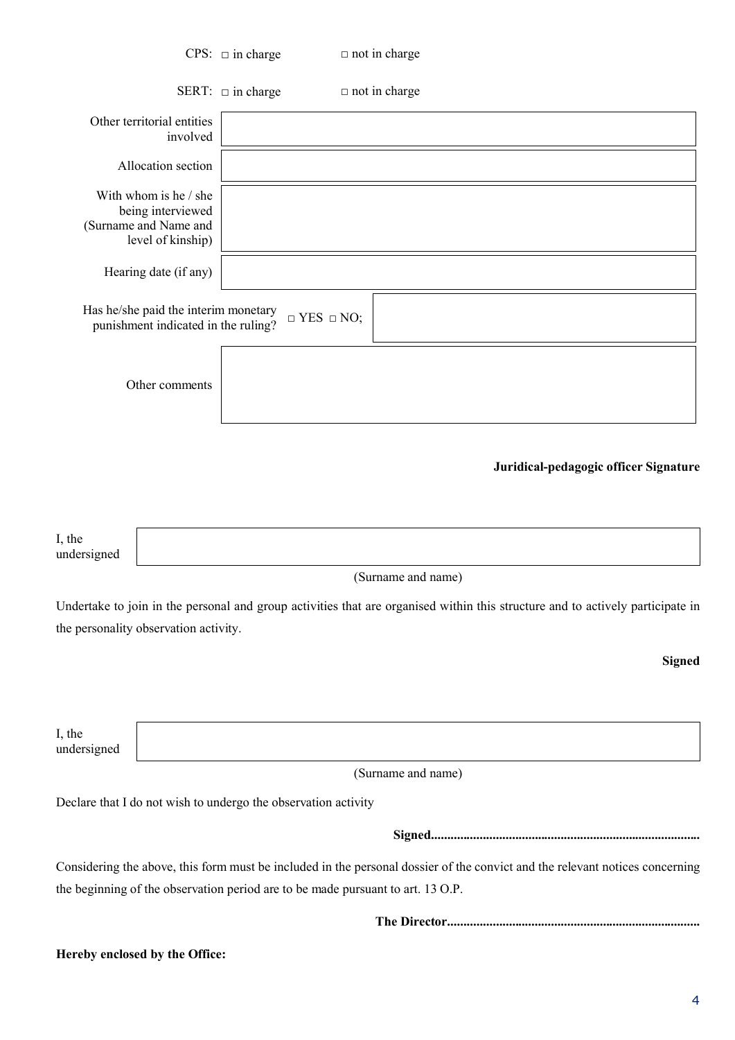CPS: □ in charge □ not in charge

SERT: □ in charge □ not in charge

| | |
|---|---|
| Other territorial entities involved | |
| Allocation section | |
| With whom is he / she being interviewed (Surname and Name and level of kinship) | |
| Hearing date (if any) | |

| | | |
|---|---|---|
| Has he/she paid the interim monetary punishment indicated in the ruling? | □ YES □ NO; | |

| | |
|---|---|
| Other comments | |

**Juridical-pedagogic officer Signature**

| | |
|---|---|
| I, the undersigned | |

(Surname and name)

Undertake to join in the personal and group activities that are organised within this structure and to actively participate in the personality observation activity.

**Signed**

| | |
|---|---|
| I, the undersigned | |

(Surname and name)

Declare that I do not wish to undergo the observation activity

**Signed...................................................................................**

Considering the above, this form must be included in the personal dossier of the convict and the relevant notices concerning the beginning of the observation period are to be made pursuant to art. 13 O.P.

**The Director.............................................................................**

**Hereby enclosed by the Office:**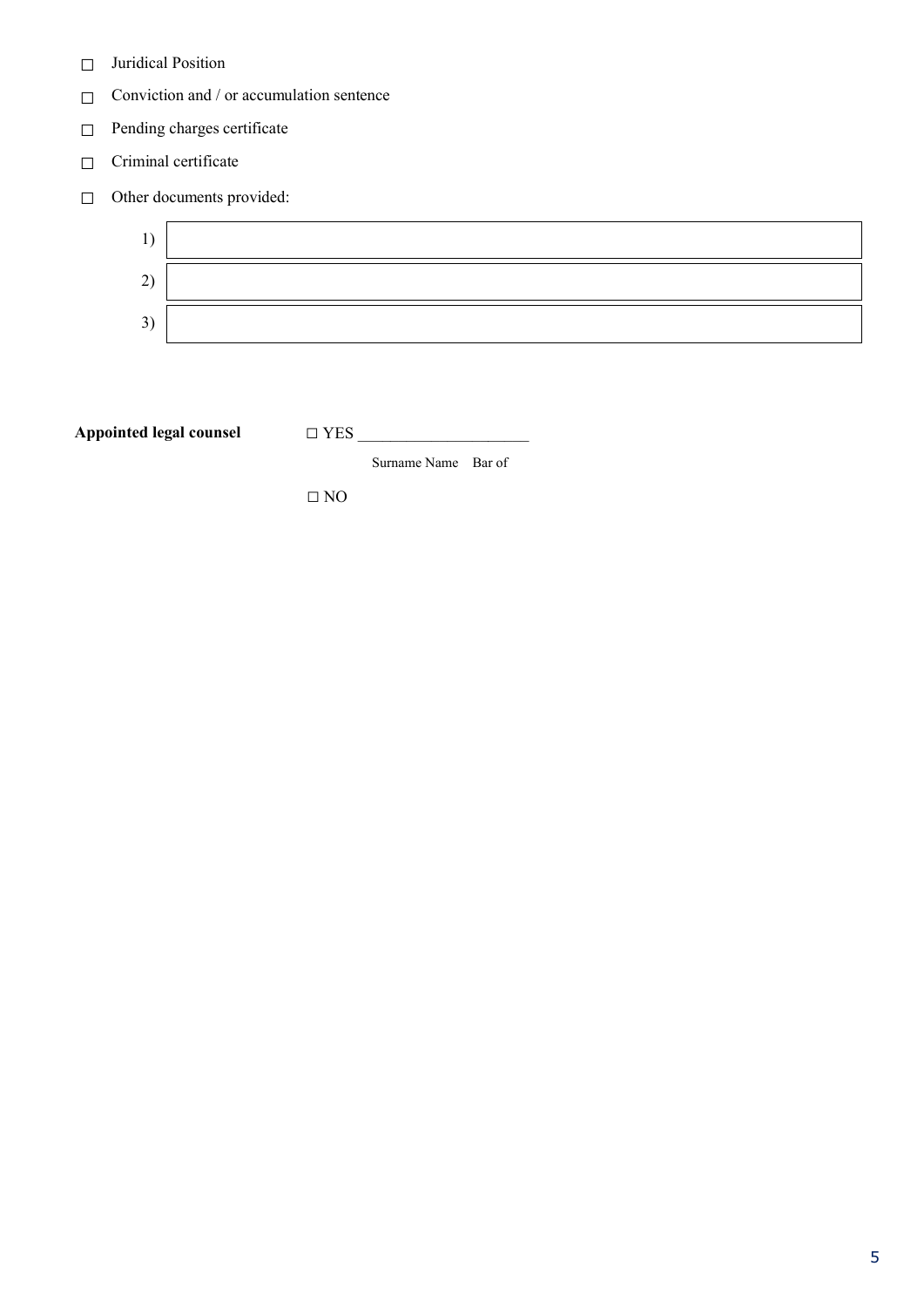- ☐ Juridical Position
- ☐ Conviction and / or accumulation sentence
- ☐ Pending charges certificate
- ☐ Criminal certificate
- ☐ Other documents provided:

| | |
|---|---|
| 1) | |
| 2) | |
| 3) | |

**Appointed legal counsel** ☐ YES ____________________

Surname Name Bar of

☐ NO